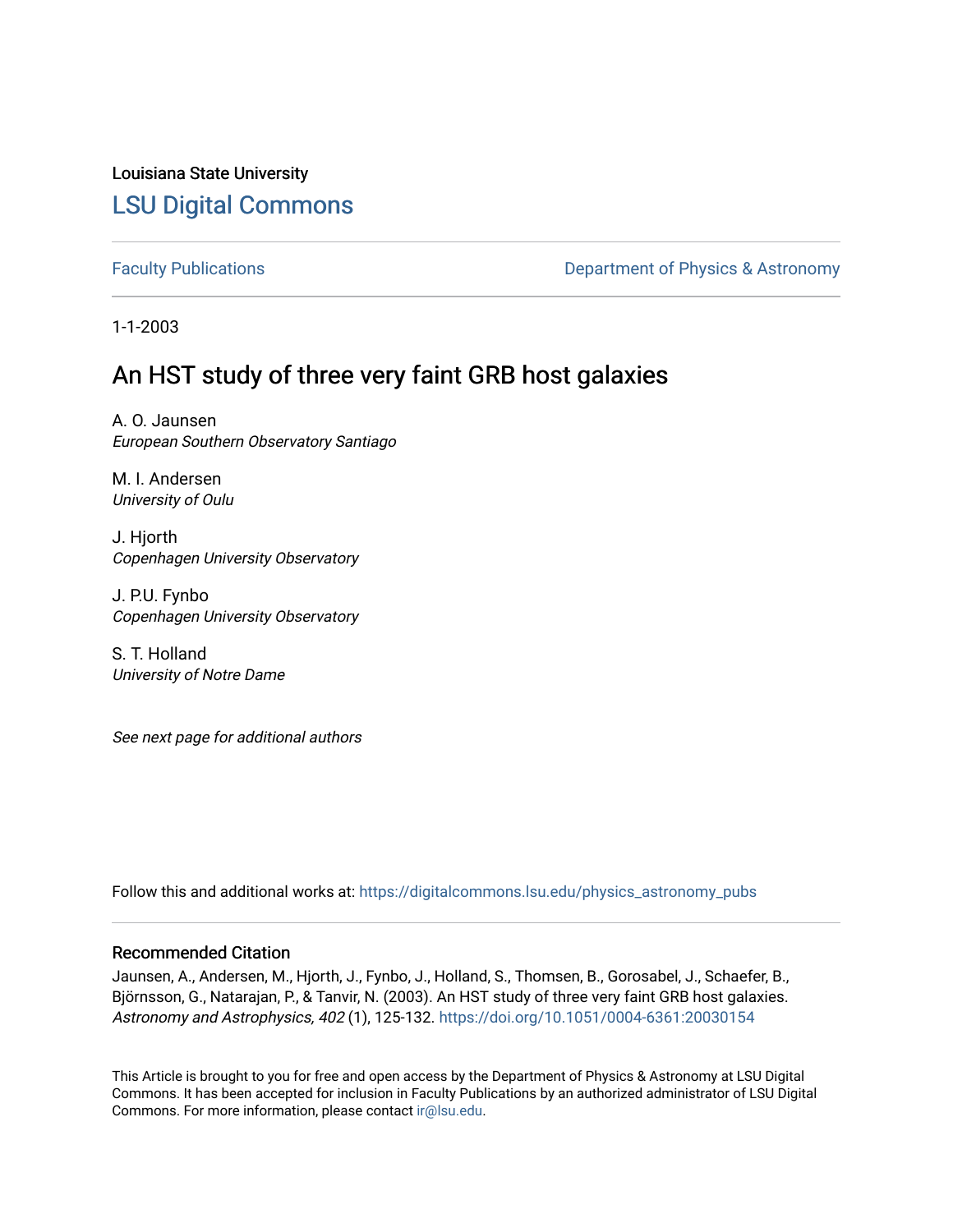Louisiana State University

## LSU Digital Commons

Faculty Publications

Department of Physics & Astronomy

1-1-2003

# An HST study of three very faint GRB host galaxies

A. O. Jaunsen
*European Southern Observatory Santiago*

M. I. Andersen
*University of Oulu*

J. Hjorth
*Copenhagen University Observatory*

J. P.U. Fynbo
*Copenhagen University Observatory*

S. T. Holland
*University of Notre Dame*

*See next page for additional authors*

Follow this and additional works at: https://digitalcommons.lsu.edu/physics_astronomy_pubs

### Recommended Citation

Jaunsen, A., Andersen, M., Hjorth, J., Fynbo, J., Holland, S., Thomsen, B., Gorosabel, J., Schaefer, B., Björnsson, G., Natarajan, P., & Tanvir, N. (2003). An HST study of three very faint GRB host galaxies. *Astronomy and Astrophysics, 402* (1), 125-132. https://doi.org/10.1051/0004-6361:20030154

This Article is brought to you for free and open access by the Department of Physics & Astronomy at LSU Digital Commons. It has been accepted for inclusion in Faculty Publications by an authorized administrator of LSU Digital Commons. For more information, please contact ir@lsu.edu.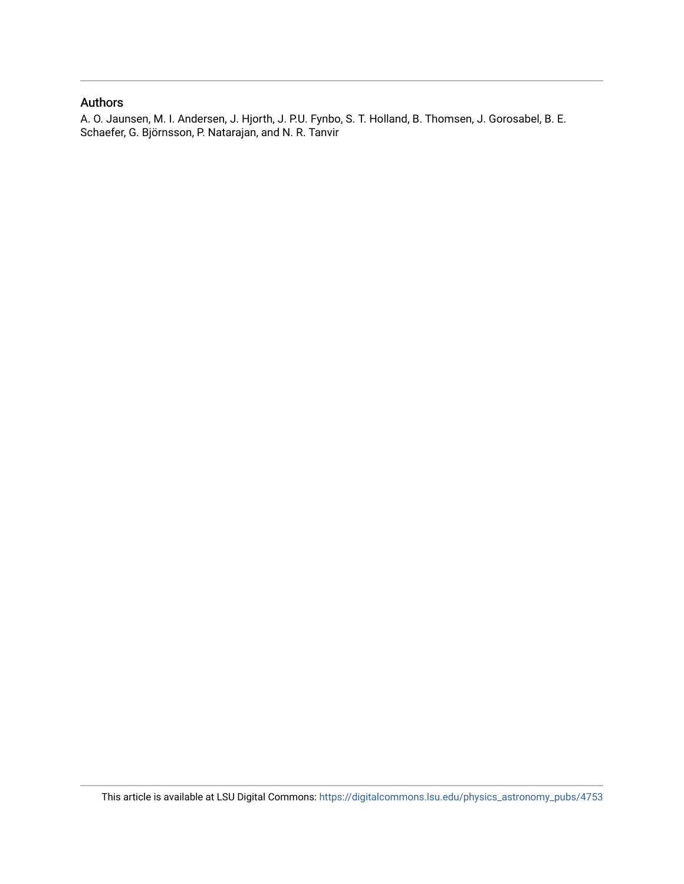## Authors

A. O. Jaunsen, M. I. Andersen, J. Hjorth, J. P.U. Fynbo, S. T. Holland, B. Thomsen, J. Gorosabel, B. E. Schaefer, G. Björnsson, P. Natarajan, and N. R. Tanvir

This article is available at LSU Digital Commons: https://digitalcommons.lsu.edu/physics_astronomy_pubs/4753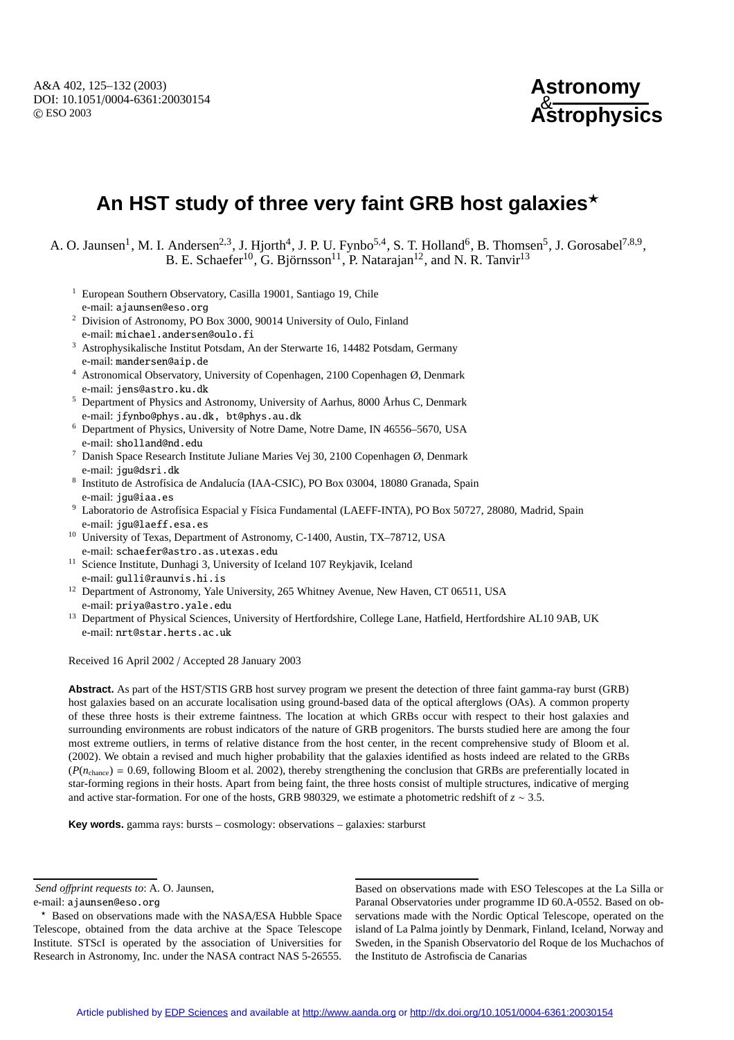A&A 402, 125–132 (2003)
DOI: 10.1051/0004-6361:20030154
© ESO 2003

# An HST study of three very faint GRB host galaxies*

A. O. Jaunsen[1], M. I. Andersen[2,3], J. Hjorth[4], J. P. U. Fynbo[5,4], S. T. Holland[6], B. Thomsen[5], J. Gorosabel[7,8,9], B. E. Schaefer[10], G. Björnsson[11], P. Natarajan[12], and N. R. Tanvir[13]

[1] European Southern Observatory, Casilla 19001, Santiago 19, Chile
e-mail: ajaunsen@eso.org

[2] Division of Astronomy, PO Box 3000, 90014 University of Oulo, Finland
e-mail: michael.andersen@oulo.fi

[3] Astrophysikalische Institut Potsdam, An der Sterwarte 16, 14482 Potsdam, Germany
e-mail: mandersen@aip.de

[4] Astronomical Observatory, University of Copenhagen, 2100 Copenhagen Ø, Denmark
e-mail: jens@astro.ku.dk

[5] Department of Physics and Astronomy, University of Aarhus, 8000 Århus C, Denmark
e-mail: jfynbo@phys.au.dk, bt@phys.au.dk

[6] Department of Physics, University of Notre Dame, Notre Dame, IN 46556–5670, USA
e-mail: sholland@nd.edu

[7] Danish Space Research Institute Juliane Maries Vej 30, 2100 Copenhagen Ø, Denmark
e-mail: jgu@dsri.dk

[8] Instituto de Astrofísica de Andalucía (IAA-CSIC), PO Box 03004, 18080 Granada, Spain
e-mail: jgu@iaa.es

[9] Laboratorio de Astrofísica Espacial y Física Fundamental (LAEFF-INTA), PO Box 50727, 28080, Madrid, Spain
e-mail: jgu@laeff.esa.es

[10] University of Texas, Department of Astronomy, C-1400, Austin, TX–78712, USA
e-mail: schaefer@astro.as.utexas.edu

[11] Science Institute, Dunhagi 3, University of Iceland 107 Reykjavik, Iceland
e-mail: gulli@raunvis.hi.is

[12] Department of Astronomy, Yale University, 265 Whitney Avenue, New Haven, CT 06511, USA
e-mail: priya@astro.yale.edu

[13] Department of Physical Sciences, University of Hertfordshire, College Lane, Hatfield, Hertfordshire AL10 9AB, UK
e-mail: nrt@star.herts.ac.uk

Received 16 April 2002 / Accepted 28 January 2003

**Abstract.** As part of the HST/STIS GRB host survey program we present the detection of three faint gamma-ray burst (GRB) host galaxies based on an accurate localisation using ground-based data of the optical afterglows (OAs). A common property of these three hosts is their extreme faintness. The location at which GRBs occur with respect to their host galaxies and surrounding environments are robust indicators of the nature of GRB progenitors. The bursts studied here are among the four most extreme outliers, in terms of relative distance from the host center, in the recent comprehensive study of Bloom et al. (2002). We obtain a revised and much higher probability that the galaxies identified as hosts indeed are related to the GRBs ($P(n_{\rm chance}) = 0.69$, following Bloom et al. 2002), thereby strengthening the conclusion that GRBs are preferentially located in star-forming regions in their hosts. Apart from being faint, the three hosts consist of multiple structures, indicative of merging and active star-formation. For one of the hosts, GRB 980329, we estimate a photometric redshift of $z \sim 3.5$.

**Key words.** gamma rays: bursts – cosmology: observations – galaxies: starburst

---

*Send offprint requests to*: A. O. Jaunsen,
e-mail: ajaunsen@eso.org

* Based on observations made with the NASA/ESA Hubble Space Telescope, obtained from the data archive at the Space Telescope Institute. STScI is operated by the association of Universities for Research in Astronomy, Inc. under the NASA contract NAS 5-26555. Based on observations made with ESO Telescopes at the La Silla or Paranal Observatories under programme ID 60.A-0552. Based on observations made with the Nordic Optical Telescope, operated on the island of La Palma jointly by Denmark, Finland, Iceland, Norway and Sweden, in the Spanish Observatorio del Roque de los Muchachos of the Instituto de Astrofiscia de Canarias

Article published by EDP Sciences and available at http://www.aanda.org or http://dx.doi.org/10.1051/0004-6361:20030154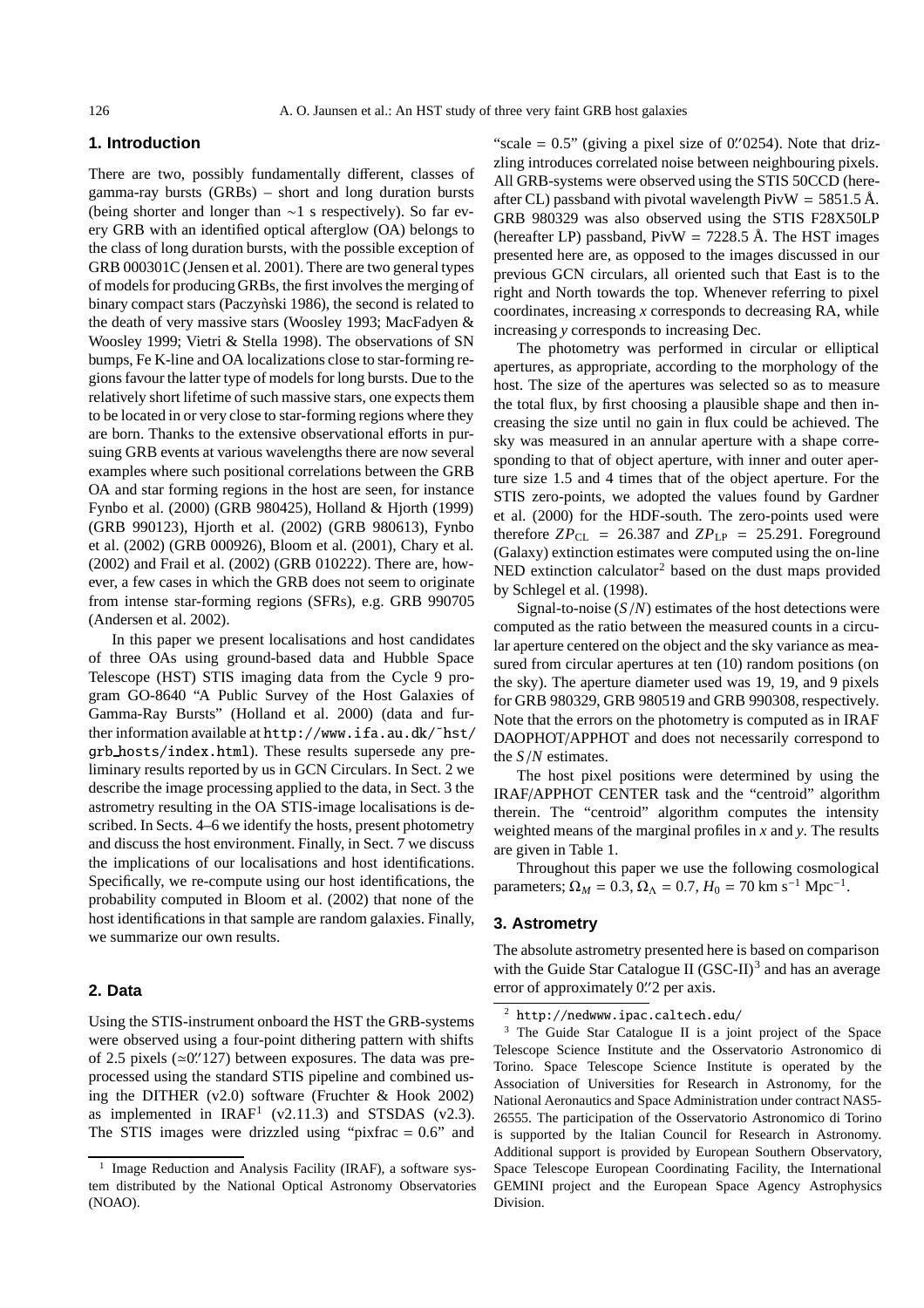## 1. Introduction

There are two, possibly fundamentally different, classes of gamma-ray bursts (GRBs) – short and long duration bursts (being shorter and longer than ∼1 s respectively). So far every GRB with an identified optical afterglow (OA) belongs to the class of long duration bursts, with the possible exception of GRB 000301C (Jensen et al. 2001). There are two general types of models for producing GRBs, the first involves the merging of binary compact stars (Paczyǹski 1986), the second is related to the death of very massive stars (Woosley 1993; MacFadyen & Woosley 1999; Vietri & Stella 1998). The observations of SN bumps, Fe K-line and OA localizations close to star-forming regions favour the latter type of models for long bursts. Due to the relatively short lifetime of such massive stars, one expects them to be located in or very close to star-forming regions where they are born. Thanks to the extensive observational efforts in pursuing GRB events at various wavelengths there are now several examples where such positional correlations between the GRB OA and star forming regions in the host are seen, for instance Fynbo et al. (2000) (GRB 980425), Holland & Hjorth (1999) (GRB 990123), Hjorth et al. (2002) (GRB 980613), Fynbo et al. (2002) (GRB 000926), Bloom et al. (2001), Chary et al. (2002) and Frail et al. (2002) (GRB 010222). There are, however, a few cases in which the GRB does not seem to originate from intense star-forming regions (SFRs), e.g. GRB 990705 (Andersen et al. 2002).

In this paper we present localisations and host candidates of three OAs using ground-based data and Hubble Space Telescope (HST) STIS imaging data from the Cycle 9 program GO-8640 "A Public Survey of the Host Galaxies of Gamma-Ray Bursts" (Holland et al. 2000) (data and further information available at http://www.ifa.au.dk/~hst/grb_hosts/index.html). These results supersede any preliminary results reported by us in GCN Circulars. In Sect. 2 we describe the image processing applied to the data, in Sect. 3 the astrometry resulting in the OA STIS-image localisations is described. In Sects. 4–6 we identify the hosts, present photometry and discuss the host environment. Finally, in Sect. 7 we discuss the implications of our localisations and host identifications. Specifically, we re-compute using our host identifications, the probability computed in Bloom et al. (2002) that none of the host identifications in that sample are random galaxies. Finally, we summarize our own results.

## 2. Data

Using the STIS-instrument onboard the HST the GRB-systems were observed using a four-point dithering pattern with shifts of 2.5 pixels (≃0.″127) between exposures. The data was preprocessed using the standard STIS pipeline and combined using the DITHER (v2.0) software (Fruchter & Hook 2002) as implemented in IRAF[1] (v2.11.3) and STSDAS (v2.3). The STIS images were drizzled using "pixfrac = 0.6" and "scale = 0.5" (giving a pixel size of 0.″0254). Note that drizzling introduces correlated noise between neighbouring pixels. All GRB-systems were observed using the STIS 50CCD (hereafter CL) passband with pivotal wavelength PivW = 5851.5 Å. GRB 980329 was also observed using the STIS F28X50LP (hereafter LP) passband, PivW = 7228.5 Å. The HST images presented here are, as opposed to the images discussed in our previous GCN circulars, all oriented such that East is to the right and North towards the top. Whenever referring to pixel coordinates, increasing $x$ corresponds to decreasing RA, while increasing $y$ corresponds to increasing Dec.

The photometry was performed in circular or elliptical apertures, as appropriate, according to the morphology of the host. The size of the apertures was selected so as to measure the total flux, by first choosing a plausible shape and then increasing the size until no gain in flux could be achieved. The sky was measured in an annular aperture with a shape corresponding to that of object aperture, with inner and outer aperture size 1.5 and 4 times that of the object aperture. For the STIS zero-points, we adopted the values found by Gardner et al. (2000) for the HDF-south. The zero-points used were therefore $ZP_{\rm CL} = 26.387$ and $ZP_{\rm LP} = 25.291$. Foreground (Galaxy) extinction estimates were computed using the on-line NED extinction calculator[2] based on the dust maps provided by Schlegel et al. (1998).

Signal-to-noise ($S/N$) estimates of the host detections were computed as the ratio between the measured counts in a circular aperture centered on the object and the sky variance as measured from circular apertures at ten (10) random positions (on the sky). The aperture diameter used was 19, 19, and 9 pixels for GRB 980329, GRB 980519 and GRB 990308, respectively. Note that the errors on the photometry is computed as in IRAF DAOPHOT/APPHOT and does not necessarily correspond to the $S/N$ estimates.

The host pixel positions were determined by using the IRAF/APPHOT CENTER task and the "centroid" algorithm therein. The "centroid" algorithm computes the intensity weighted means of the marginal profiles in $x$ and $y$. The results are given in Table 1.

Throughout this paper we use the following cosmological parameters; $\Omega_M = 0.3$, $\Omega_\Lambda = 0.7$, $H_0 = 70$ km s$^{-1}$ Mpc$^{-1}$.

## 3. Astrometry

The absolute astrometry presented here is based on comparison with the Guide Star Catalogue II (GSC-II)[3] and has an average error of approximately 0.″2 per axis.

[1] Image Reduction and Analysis Facility (IRAF), a software system distributed by the National Optical Astronomy Observatories (NOAO).

[2] http://nedwww.ipac.caltech.edu/

[3] The Guide Star Catalogue II is a joint project of the Space Telescope Science Institute and the Osservatorio Astronomico di Torino. Space Telescope Science Institute is operated by the Association of Universities for Research in Astronomy, for the National Aeronautics and Space Administration under contract NAS5-26555. The participation of the Osservatorio Astronomico di Torino is supported by the Italian Council for Research in Astronomy. Additional support is provided by European Southern Observatory, Space Telescope European Coordinating Facility, the International GEMINI project and the European Space Agency Astrophysics Division.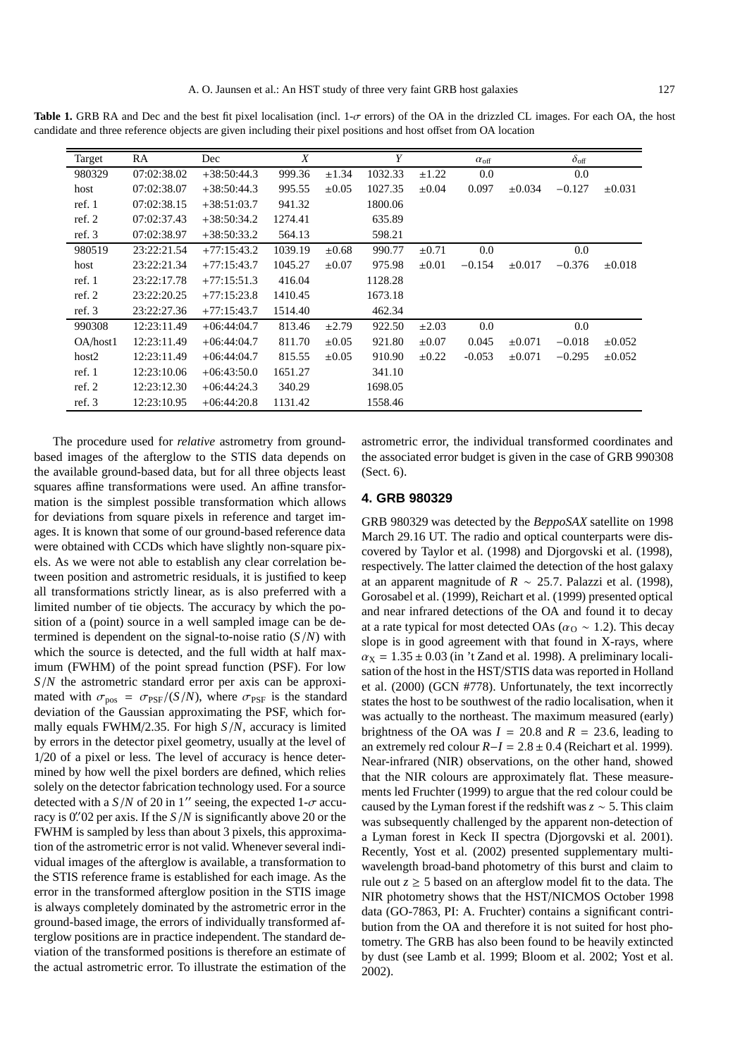**Table 1.** GRB RA and Dec and the best fit pixel localisation (incl. 1-$\sigma$ errors) of the OA in the drizzled CL images. For each OA, the host candidate and three reference objects are given including their pixel positions and host offset from OA location

| Target | RA | Dec | $X$ | | $Y$ | | $\alpha_{\rm off}$ | | $\delta_{\rm off}$ | |
|---|---|---|---|---|---|---|---|---|---|---|
| 980329 | 07:02:38.02 | +38:50:44.3 | 999.36 | ±1.34 | 1032.33 | ±1.22 | 0.0 | | 0.0 | |
| host | 07:02:38.07 | +38:50:44.3 | 995.55 | ±0.05 | 1027.35 | ±0.04 | 0.097 | ±0.034 | −0.127 | ±0.031 |
| ref. 1 | 07:02:38.15 | +38:51:03.7 | 941.32 | | 1800.06 | | | | | |
| ref. 2 | 07:02:37.43 | +38:50:34.2 | 1274.41 | | 635.89 | | | | | |
| ref. 3 | 07:02:38.97 | +38:50:33.2 | 564.13 | | 598.21 | | | | | |
| 980519 | 23:22:21.54 | +77:15:43.2 | 1039.19 | ±0.68 | 990.77 | ±0.71 | 0.0 | | 0.0 | |
| host | 23:22:21.34 | +77:15:43.7 | 1045.27 | ±0.07 | 975.98 | ±0.01 | −0.154 | ±0.017 | −0.376 | ±0.018 |
| ref. 1 | 23:22:17.78 | +77:15:51.3 | 416.04 | | 1128.28 | | | | | |
| ref. 2 | 23:22:20.25 | +77:15:23.8 | 1410.45 | | 1673.18 | | | | | |
| ref. 3 | 23:22:27.36 | +77:15:43.7 | 1514.40 | | 462.34 | | | | | |
| 990308 | 12:23:11.49 | +06:44:04.7 | 813.46 | ±2.79 | 922.50 | ±2.03 | 0.0 | | 0.0 | |
| OA/host1 | 12:23:11.49 | +06:44:04.7 | 811.70 | ±0.05 | 921.80 | ±0.07 | 0.045 | ±0.071 | −0.018 | ±0.052 |
| host2 | 12:23:11.49 | +06:44:04.7 | 815.55 | ±0.05 | 910.90 | ±0.22 | -0.053 | ±0.071 | −0.295 | ±0.052 |
| ref. 1 | 12:23:10.06 | +06:43:50.0 | 1651.27 | | 341.10 | | | | | |
| ref. 2 | 12:23:12.30 | +06:44:24.3 | 340.29 | | 1698.05 | | | | | |
| ref. 3 | 12:23:10.95 | +06:44:20.8 | 1131.42 | | 1558.46 | | | | | |

The procedure used for *relative* astrometry from ground-based images of the afterglow to the STIS data depends on the available ground-based data, but for all three objects least squares affine transformations were used. An affine transformation is the simplest possible transformation which allows for deviations from square pixels in reference and target images. It is known that some of our ground-based reference data were obtained with CCDs which have slightly non-square pixels. As we were not able to establish any clear correlation between position and astrometric residuals, it is justified to keep all transformations strictly linear, as is also preferred with a limited number of tie objects. The accuracy by which the position of a (point) source in a well sampled image can be determined is dependent on the signal-to-noise ratio ($S/N$) with which the source is detected, and the full width at half maximum (FWHM) of the point spread function (PSF). For low $S/N$ the astrometric standard error per axis can be approximated with $\sigma_{\rm pos} = \sigma_{\rm PSF}/(S/N)$, where $\sigma_{\rm PSF}$ is the standard deviation of the Gaussian approximating the PSF, which formally equals FWHM/2.35. For high $S/N$, accuracy is limited by errors in the detector pixel geometry, usually at the level of 1/20 of a pixel or less. The level of accuracy is hence determined by how well the pixel borders are defined, which relies solely on the detector fabrication technology used. For a source detected with a $S/N$ of 20 in 1″ seeing, the expected 1-$\sigma$ accuracy is 0.″02 per axis. If the $S/N$ is significantly above 20 or the FWHM is sampled by less than about 3 pixels, this approximation of the astrometric error is not valid. Whenever several individual images of the afterglow is available, a transformation to the STIS reference frame is established for each image. As the error in the transformed afterglow position in the STIS image is always completely dominated by the astrometric error in the ground-based image, the errors of individually transformed afterglow positions are in practice independent. The standard deviation of the transformed positions is therefore an estimate of the actual astrometric error. To illustrate the estimation of the astrometric error, the individual transformed coordinates and the associated error budget is given in the case of GRB 990308 (Sect. 6).

## 4. GRB 980329

GRB 980329 was detected by the *BeppoSAX* satellite on 1998 March 29.16 UT. The radio and optical counterparts were discovered by Taylor et al. (1998) and Djorgovski et al. (1998), respectively. The latter claimed the detection of the host galaxy at an apparent magnitude of $R \sim 25.7$. Palazzi et al. (1998), Gorosabel et al. (1999), Reichart et al. (1999) presented optical and near infrared detections of the OA and found it to decay at a rate typical for most detected OAs ($\alpha_{\rm O} \sim 1.2$). This decay slope is in good agreement with that found in X-rays, where $\alpha_{\rm X} = 1.35 \pm 0.03$ (in 't Zand et al. 1998). A preliminary localisation of the host in the HST/STIS data was reported in Holland et al. (2000) (GCN #778). Unfortunately, the text incorrectly states the host to be southwest of the radio localisation, when it was actually to the northeast. The maximum measured (early) brightness of the OA was $I = 20.8$ and $R = 23.6$, leading to an extremely red colour $R{-}I = 2.8 \pm 0.4$ (Reichart et al. 1999). Near-infrared (NIR) observations, on the other hand, showed that the NIR colours are approximately flat. These measurements led Fruchter (1999) to argue that the red colour could be caused by the Lyman forest if the redshift was $z \sim 5$. This claim was subsequently challenged by the apparent non-detection of a Lyman forest in Keck II spectra (Djorgovski et al. 2001). Recently, Yost et al. (2002) presented supplementary multi-wavelength broad-band photometry of this burst and claim to rule out $z \geq 5$ based on an afterglow model fit to the data. The NIR photometry shows that the HST/NICMOS October 1998 data (GO-7863, PI: A. Fruchter) contains a significant contribution from the OA and therefore it is not suited for host photometry. The GRB has also been found to be heavily extincted by dust (see Lamb et al. 1999; Bloom et al. 2002; Yost et al. 2002).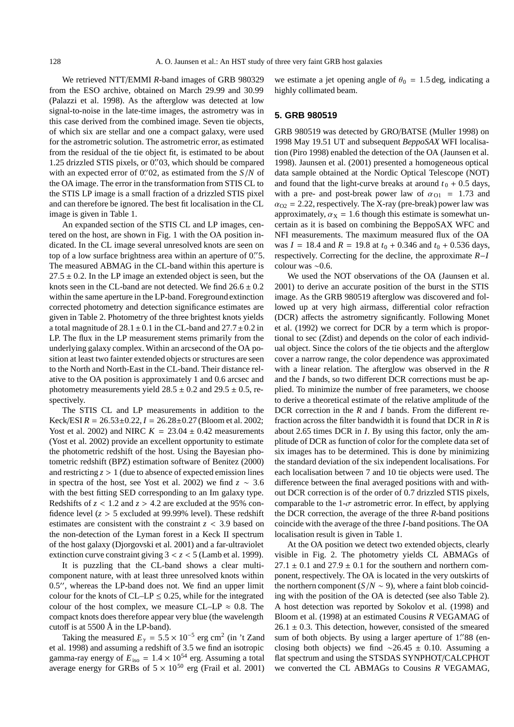We retrieved NTT/EMMI *R*-band images of GRB 980329 from the ESO archive, obtained on March 29.99 and 30.99 (Palazzi et al. 1998). As the afterglow was detected at low signal-to-noise in the late-time images, the astrometry was in this case derived from the combined image. Seven tie objects, of which six are stellar and one a compact galaxy, were used for the astrometric solution. The astrometric error, as estimated from the residual of the tie object fit, is estimated to be about 1.25 drizzled STIS pixels, or 0.″03, which should be compared with an expected error of 0.″02, as estimated from the $S/N$ of the OA image. The error in the transformation from STIS CL to the STIS LP image is a small fraction of a drizzled STIS pixel and can therefore be ignored. The best fit localisation in the CL image is given in Table 1.

An expanded section of the STIS CL and LP images, centered on the host, are shown in Fig. 1 with the OA position indicated. In the CL image several unresolved knots are seen on top of a low surface brightness area within an aperture of 0.″5. The measured ABMAG in the CL-band within this aperture is $27.5 \pm 0.2$. In the LP image an extended object is seen, but the knots seen in the CL-band are not detected. We find $26.6 \pm 0.2$ within the same aperture in the LP-band. Foreground extinction corrected photometry and detection significance estimates are given in Table 2. Photometry of the three brightest knots yields a total magnitude of $28.1 \pm 0.1$ in the CL-band and $27.7 \pm 0.2$ in LP. The flux in the LP measurement stems primarily from the underlying galaxy complex. Within an arcsecond of the OA position at least two fainter extended objects or structures are seen to the North and North-East in the CL-band. Their distance relative to the OA position is approximately 1 and 0.6 arcsec and photometry measurements yield $28.5 \pm 0.2$ and $29.5 \pm 0.5$, respectively.

The STIS CL and LP measurements in addition to the Keck/ESI $R = 26.53 \pm 0.22$, $I = 26.28 \pm 0.27$ (Bloom et al. 2002; Yost et al. 2002) and NIRC $K = 23.04 \pm 0.42$ measurements (Yost et al. 2002) provide an excellent opportunity to estimate the photometric redshift of the host. Using the Bayesian photometric redshift (BPZ) estimation software of Benitez (2000) and restricting $z > 1$ (due to absence of expected emission lines in spectra of the host, see Yost et al. 2002) we find $z \sim 3.6$ with the best fitting SED corresponding to an Im galaxy type. Redshifts of $z < 1.2$ and $z > 4.2$ are excluded at the 95% confidence level ($z > 5$ excluded at 99.99% level). These redshift estimates are consistent with the constraint $z < 3.9$ based on the non-detection of the Lyman forest in a Keck II spectrum of the host galaxy (Djorgovski et al. 2001) and a far-ultraviolet extinction curve constraint giving $3 < z < 5$ (Lamb et al. 1999).

It is puzzling that the CL-band shows a clear multi-component nature, with at least three unresolved knots within 0.″5, whereas the LP-band does not. We find an upper limit colour for the knots of CL–LP $\leq 0.25$, while for the integrated colour of the host complex, we measure CL–LP $\approx 0.8$. The compact knots does therefore appear very blue (the wavelength cutoff is at 5500 Å in the LP-band).

Taking the measured $E_\gamma = 5.5 \times 10^{-5}$ erg cm$^2$ (in 't Zand et al. 1998) and assuming a redshift of 3.5 we find an isotropic gamma-ray energy of $E_{\rm iso} = 1.4 \times 10^{54}$ erg. Assuming a total average energy for GRBs of $5 \times 10^{50}$ erg (Frail et al. 2001) we estimate a jet opening angle of $\theta_0 = 1.5$ deg, indicating a highly collimated beam.

## 5. GRB 980519

GRB 980519 was detected by GRO/BATSE (Muller 1998) on 1998 May 19.51 UT and subsequent *BeppoSAX* WFI localisation (Piro 1998) enabled the detection of the OA (Jaunsen et al. 1998). Jaunsen et al. (2001) presented a homogeneous optical data sample obtained at the Nordic Optical Telescope (NOT) and found that the light-curve breaks at around $t_0 + 0.5$ days, with a pre- and post-break power law of $\alpha_{\rm O1} = 1.73$ and $\alpha_{\rm O2} = 2.22$, respectively. The X-ray (pre-break) power law was approximately, $\alpha_{\rm X} = 1.6$ though this estimate is somewhat uncertain as it is based on combining the BeppoSAX WFC and NFI measurements. The maximum measured flux of the OA was $I = 18.4$ and $R = 19.8$ at $t_0 + 0.346$ and $t_0 + 0.536$ days, respectively. Correcting for the decline, the approximate $R$–$I$ colour was ∼0.6.

We used the NOT observations of the OA (Jaunsen et al. 2001) to derive an accurate position of the burst in the STIS image. As the GRB 980519 afterglow was discovered and followed up at very high airmass, differential color refraction (DCR) affects the astrometry significantly. Following Monet et al. (1992) we correct for DCR by a term which is proportional to sec (Zdist) and depends on the color of each individual object. Since the colors of the tie objects and the afterglow cover a narrow range, the color dependence was approximated with a linear relation. The afterglow was observed in the *R* and the *I* bands, so two different DCR corrections must be applied. To minimize the number of free parameters, we choose to derive a theoretical estimate of the relative amplitude of the DCR correction in the *R* and *I* bands. From the different refraction across the filter bandwidth it is found that DCR in *R* is about 2.65 times DCR in *I*. By using this factor, only the amplitude of DCR as function of color for the complete data set of six images has to be determined. This is done by minimizing the standard deviation of the six independent localisations. For each localisation between 7 and 10 tie objects were used. The difference between the final averaged positions with and without DCR correction is of the order of 0.7 drizzled STIS pixels, comparable to the 1-$\sigma$ astrometric error. In effect, by applying the DCR correction, the average of the three *R*-band positions coincide with the average of the three *I*-band positions. The OA localisation result is given in Table 1.

At the OA position we detect two extended objects, clearly visible in Fig. 2. The photometry yields CL ABMAGs of $27.1 \pm 0.1$ and $27.9 \pm 0.1$ for the southern and northern component, respectively. The OA is located in the very outskirts of the northern component ($S/N \sim 9$), where a faint blob coinciding with the position of the OA is detected (see also Table 2). A host detection was reported by Sokolov et al. (1998) and Bloom et al. (1998) at an estimated Cousins *R* VEGAMAG of $26.1 \pm 0.3$. This detection, however, consisted of the smeared sum of both objects. By using a larger aperture of 1.″88 (enclosing both objects) we find $\sim 26.45 \pm 0.10$. Assuming a flat spectrum and using the STSDAS SYNPHOT/CALCPHOT we converted the CL ABMAGs to Cousins *R* VEGAMAG,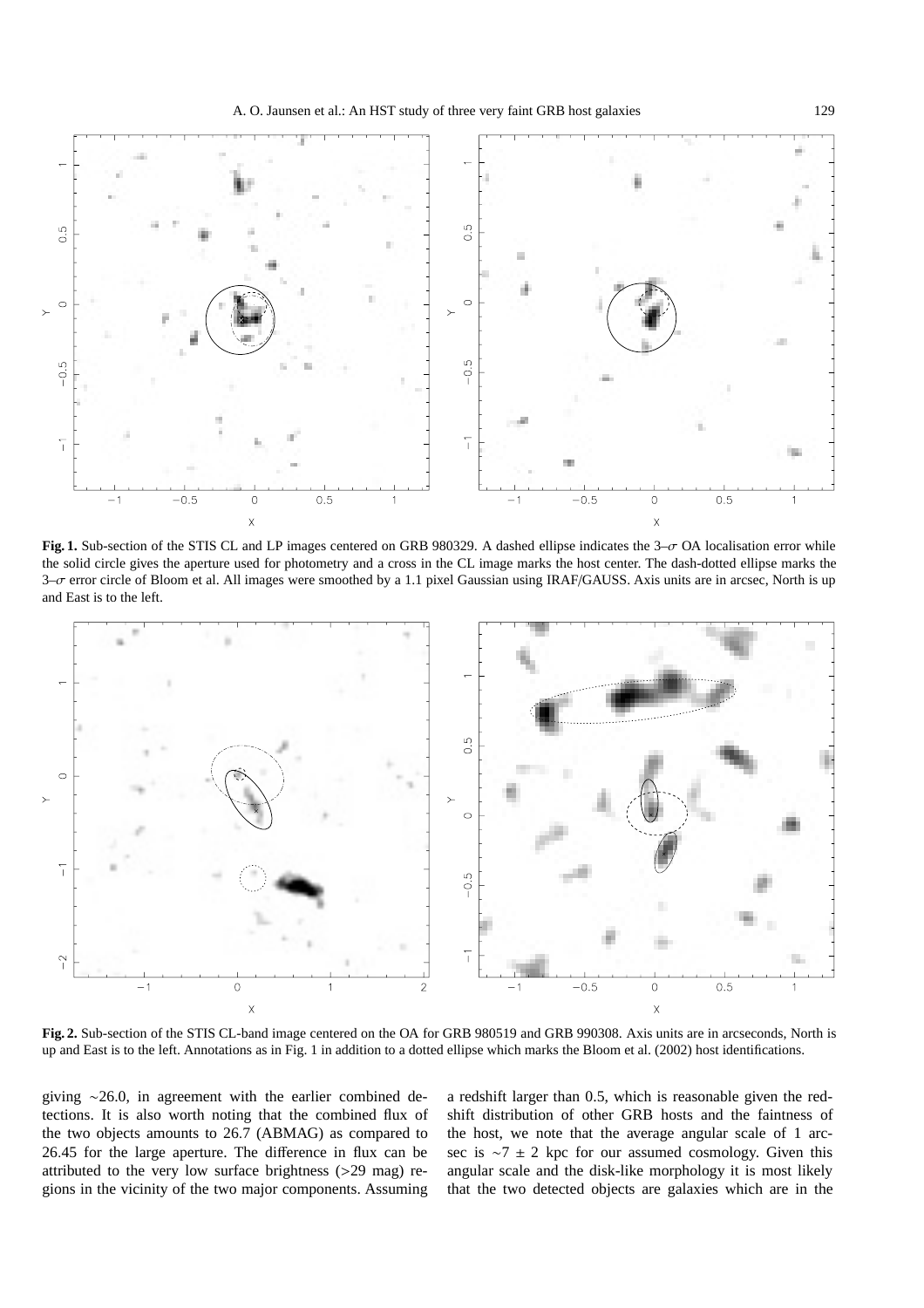**Fig. 1.** Sub-section of the STIS CL and LP images centered on GRB 980329. A dashed ellipse indicates the 3–$\sigma$ OA localisation error while the solid circle gives the aperture used for photometry and a cross in the CL image marks the host center. The dash-dotted ellipse marks the 3–$\sigma$ error circle of Bloom et al. All images were smoothed by a 1.1 pixel Gaussian using IRAF/GAUSS. Axis units are in arcsec, North is up and East is to the left.

**Fig. 2.** Sub-section of the STIS CL-band image centered on the OA for GRB 980519 and GRB 990308. Axis units are in arcseconds, North is up and East is to the left. Annotations as in Fig. 1 in addition to a dotted ellipse which marks the Bloom et al. (2002) host identifications.

giving ∼26.0, in agreement with the earlier combined detections. It is also worth noting that the combined flux of the two objects amounts to 26.7 (ABMAG) as compared to 26.45 for the large aperture. The difference in flux can be attributed to the very low surface brightness (>29 mag) regions in the vicinity of the two major components. Assuming a redshift larger than 0.5, which is reasonable given the redshift distribution of other GRB hosts and the faintness of the host, we note that the average angular scale of 1 arcsec is ∼7 ± 2 kpc for our assumed cosmology. Given this angular scale and the disk-like morphology it is most likely that the two detected objects are galaxies which are in the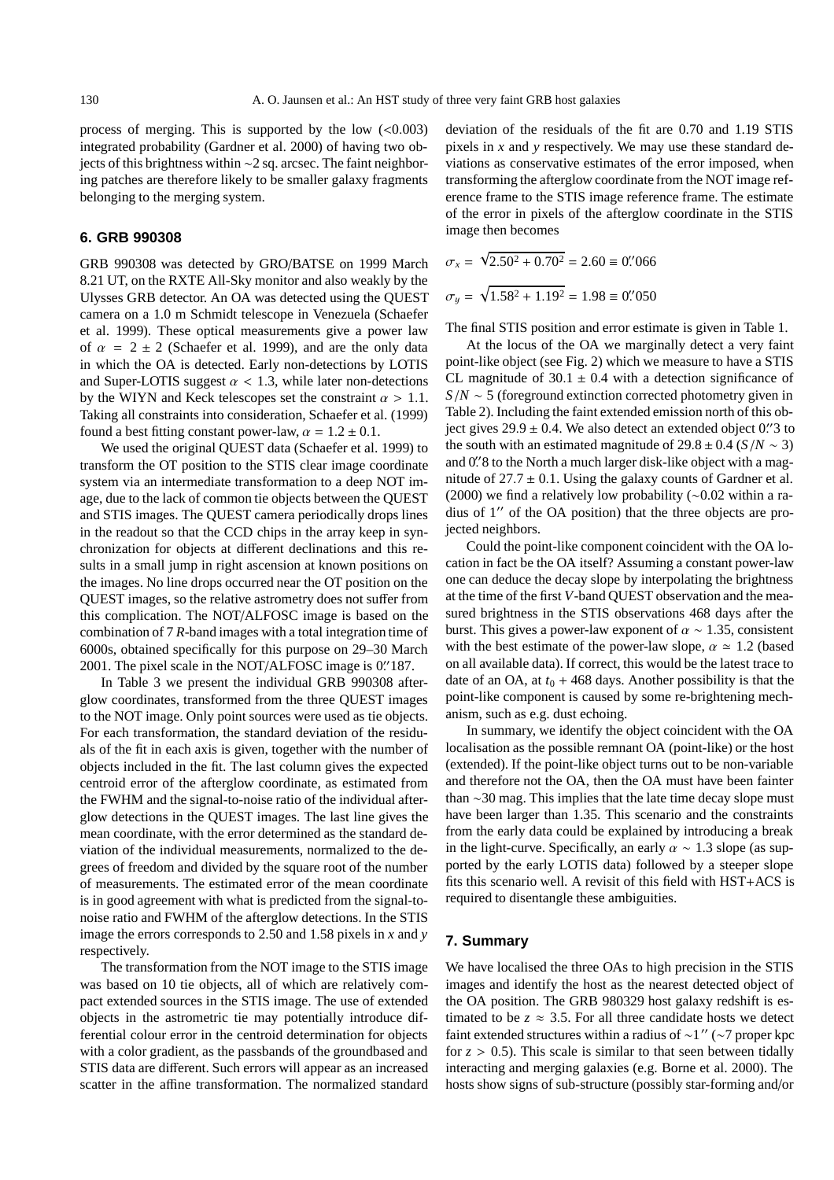process of merging. This is supported by the low (<0.003) integrated probability (Gardner et al. 2000) of having two objects of this brightness within ∼2 sq. arcsec. The faint neighboring patches are therefore likely to be smaller galaxy fragments belonging to the merging system.

## 6. GRB 990308

GRB 990308 was detected by GRO/BATSE on 1999 March 8.21 UT, on the RXTE All-Sky monitor and also weakly by the Ulysses GRB detector. An OA was detected using the QUEST camera on a 1.0 m Schmidt telescope in Venezuela (Schaefer et al. 1999). These optical measurements give a power law of $\alpha = 2 \pm 2$ (Schaefer et al. 1999), and are the only data in which the OA is detected. Early non-detections by LOTIS and Super-LOTIS suggest $\alpha < 1.3$, while later non-detections by the WIYN and Keck telescopes set the constraint $\alpha > 1.1$. Taking all constraints into consideration, Schaefer et al. (1999) found a best fitting constant power-law, $\alpha = 1.2 \pm 0.1$.

We used the original QUEST data (Schaefer et al. 1999) to transform the OT position to the STIS clear image coordinate system via an intermediate transformation to a deep NOT image, due to the lack of common tie objects between the QUEST and STIS images. The QUEST camera periodically drops lines in the readout so that the CCD chips in the array keep in synchronization for objects at different declinations and this results in a small jump in right ascension at known positions on the images. No line drops occurred near the OT position on the QUEST images, so the relative astrometry does not suffer from this complication. The NOT/ALFOSC image is based on the combination of 7 *R*-band images with a total integration time of 6000s, obtained specifically for this purpose on 29–30 March 2001. The pixel scale in the NOT/ALFOSC image is $0\farcs187$.

In Table 3 we present the individual GRB 990308 afterglow coordinates, transformed from the three QUEST images to the NOT image. Only point sources were used as tie objects. For each transformation, the standard deviation of the residuals of the fit in each axis is given, together with the number of objects included in the fit. The last column gives the expected centroid error of the afterglow coordinate, as estimated from the FWHM and the signal-to-noise ratio of the individual afterglow detections in the QUEST images. The last line gives the mean coordinate, with the error determined as the standard deviation of the individual measurements, normalized to the degrees of freedom and divided by the square root of the number of measurements. The estimated error of the mean coordinate is in good agreement with what is predicted from the signal-to-noise ratio and FWHM of the afterglow detections. In the STIS image the errors corresponds to 2.50 and 1.58 pixels in $x$ and $y$ respectively.

The transformation from the NOT image to the STIS image was based on 10 tie objects, all of which are relatively compact extended sources in the STIS image. The use of extended objects in the astrometric tie may potentially introduce differential colour error in the centroid determination for objects with a color gradient, as the passbands of the groundbased and STIS data are different. Such errors will appear as an increased scatter in the affine transformation. The normalized standard deviation of the residuals of the fit are 0.70 and 1.19 STIS pixels in $x$ and $y$ respectively. We may use these standard deviations as conservative estimates of the error imposed, when transforming the afterglow coordinate from the NOT image reference frame to the STIS image reference frame. The estimate of the error in pixels of the afterglow coordinate in the STIS image then becomes

$$\sigma_x = \sqrt{2.50^2 + 0.70^2} = 2.60 \equiv 0\farcs066$$

$$\sigma_y = \sqrt{1.58^2 + 1.19^2} = 1.98 \equiv 0\farcs050$$

The final STIS position and error estimate is given in Table 1.

At the locus of the OA we marginally detect a very faint point-like object (see Fig. 2) which we measure to have a STIS CL magnitude of $30.1 \pm 0.4$ with a detection significance of $S/N \sim 5$ (foreground extinction corrected photometry given in Table 2). Including the faint extended emission north of this object gives $29.9 \pm 0.4$. We also detect an extended object $0\farcs3$ to the south with an estimated magnitude of $29.8 \pm 0.4$ ($S/N \sim 3$) and $0\farcs8$ to the North a much larger disk-like object with a magnitude of $27.7 \pm 0.1$. Using the galaxy counts of Gardner et al. (2000) we find a relatively low probability (∼0.02 within a radius of $1''$ of the OA position) that the three objects are projected neighbors.

Could the point-like component coincident with the OA location in fact be the OA itself? Assuming a constant power-law one can deduce the decay slope by interpolating the brightness at the time of the first *V*-band QUEST observation and the measured brightness in the STIS observations 468 days after the burst. This gives a power-law exponent of $\alpha \sim 1.35$, consistent with the best estimate of the power-law slope, $\alpha \simeq 1.2$ (based on all available data). If correct, this would be the latest trace to date of an OA, at $t_0 + 468$ days. Another possibility is that the point-like component is caused by some re-brightening mechanism, such as e.g. dust echoing.

In summary, we identify the object coincident with the OA localisation as the possible remnant OA (point-like) or the host (extended). If the point-like object turns out to be non-variable and therefore not the OA, then the OA must have been fainter than ∼30 mag. This implies that the late time decay slope must have been larger than 1.35. This scenario and the constraints from the early data could be explained by introducing a break in the light-curve. Specifically, an early $\alpha \sim 1.3$ slope (as supported by the early LOTIS data) followed by a steeper slope fits this scenario well. A revisit of this field with HST+ACS is required to disentangle these ambiguities.

## 7. Summary

We have localised the three OAs to high precision in the STIS images and identify the host as the nearest detected object of the OA position. The GRB 980329 host galaxy redshift is estimated to be $z \approx 3.5$. For all three candidate hosts we detect faint extended structures within a radius of $\sim 1''$ (∼7 proper kpc for $z > 0.5$). This scale is similar to that seen between tidally interacting and merging galaxies (e.g. Borne et al. 2000). The hosts show signs of sub-structure (possibly star-forming and/or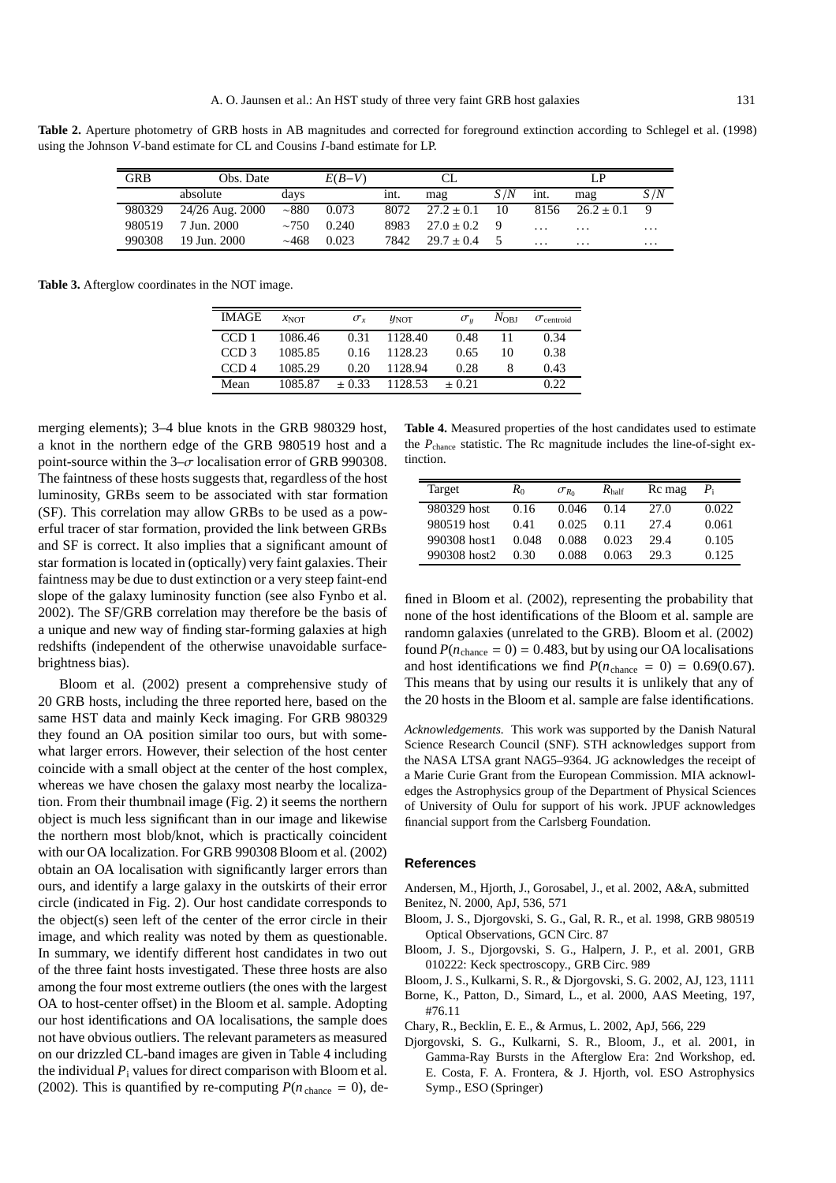**Table 2.** Aperture photometry of GRB hosts in AB magnitudes and corrected for foreground extinction according to Schlegel et al. (1998) using the Johnson *V*-band estimate for CL and Cousins *I*-band estimate for LP.

| GRB | Obs. Date | | $E(B-V)$ | CL | | | LP | | |
|---|---|---|---|---|---|---|---|---|---|
| | absolute | days | | int. | mag | $S/N$ | int. | mag | $S/N$ |
| 980329 | 24/26 Aug. 2000 | ∼880 | 0.073 | 8072 | $27.2 \pm 0.1$ | 10 | 8156 | $26.2 \pm 0.1$ | 9 |
| 980519 | 7 Jun. 2000 | ∼750 | 0.240 | 8983 | $27.0 \pm 0.2$ | 9 | ... | ... | ... |
| 990308 | 19 Jun. 2000 | ∼468 | 0.023 | 7842 | $29.7 \pm 0.4$ | 5 | ... | ... | ... |

**Table 3.** Afterglow coordinates in the NOT image.

| IMAGE | $x_{\rm NOT}$ | $\sigma_x$ | $y_{\rm NOT}$ | $\sigma_y$ | $N_{\rm OBJ}$ | $\sigma_{\rm centroid}$ |
|---|---|---|---|---|---|---|
| CCD 1 | 1086.46 | 0.31 | 1128.40 | 0.48 | 11 | 0.34 |
| CCD 3 | 1085.85 | 0.16 | 1128.23 | 0.65 | 10 | 0.38 |
| CCD 4 | 1085.29 | 0.20 | 1128.94 | 0.28 | 8 | 0.43 |
| Mean | 1085.87 | $\pm$ 0.33 | 1128.53 | $\pm$ 0.21 | | 0.22 |

merging elements); 3–4 blue knots in the GRB 980329 host, a knot in the northern edge of the GRB 980519 host and a point-source within the 3–$\sigma$ localisation error of GRB 990308. The faintness of these hosts suggests that, regardless of the host luminosity, GRBs seem to be associated with star formation (SF). This correlation may allow GRBs to be used as a powerful tracer of star formation, provided the link between GRBs and SF is correct. It also implies that a significant amount of star formation is located in (optically) very faint galaxies. Their faintness may be due to dust extinction or a very steep faint-end slope of the galaxy luminosity function (see also Fynbo et al. 2002). The SF/GRB correlation may therefore be the basis of a unique and new way of finding star-forming galaxies at high redshifts (independent of the otherwise unavoidable surface-brightness bias).

Bloom et al. (2002) present a comprehensive study of 20 GRB hosts, including the three reported here, based on the same HST data and mainly Keck imaging. For GRB 980329 they found an OA position similar too ours, but with somewhat larger errors. However, their selection of the host center coincide with a small object at the center of the host complex, whereas we have chosen the galaxy most nearby the localization. From their thumbnail image (Fig. 2) it seems the northern object is much less significant than in our image and likewise the northern most blob/knot, which is practically coincident with our OA localization. For GRB 990308 Bloom et al. (2002) obtain an OA localisation with significantly larger errors than ours, and identify a large galaxy in the outskirts of their error circle (indicated in Fig. 2). Our host candidate corresponds to the object(s) seen left of the center of the error circle in their image, and which reality was noted by them as questionable. In summary, we identify different host candidates in two out of the three faint hosts investigated. These three hosts are also among the four most extreme outliers (the ones with the largest OA to host-center offset) in the Bloom et al. sample. Adopting our host identifications and OA localisations, the sample does not have obvious outliers. The relevant parameters as measured on our drizzled CL-band images are given in Table 4 including the individual $P_{\rm i}$ values for direct comparison with Bloom et al. (2002). This is quantified by re-computing $P(n_{\rm chance} = 0)$, defined in Bloom et al. (2002), representing the probability that none of the host identifications of the Bloom et al. sample are randomn galaxies (unrelated to the GRB). Bloom et al. (2002) found $P(n_{\rm chance} = 0) = 0.483$, but by using our OA localisations and host identifications we find $P(n_{\rm chance} = 0) = 0.69(0.67)$. This means that by using our results it is unlikely that any of the 20 hosts in the Bloom et al. sample are false identifications.

**Table 4.** Measured properties of the host candidates used to estimate the $P_{\rm chance}$ statistic. The Rc magnitude includes the line-of-sight extinction.

| Target | $R_0$ | $\sigma_{R_0}$ | $R_{\rm half}$ | Rc mag | $P_{\rm i}$ |
|---|---|---|---|---|---|
| 980329 host | 0.16 | 0.046 | 0.14 | 27.0 | 0.022 |
| 980519 host | 0.41 | 0.025 | 0.11 | 27.4 | 0.061 |
| 990308 host1 | 0.048 | 0.088 | 0.023 | 29.4 | 0.105 |
| 990308 host2 | 0.30 | 0.088 | 0.063 | 29.3 | 0.125 |

*Acknowledgements.* This work was supported by the Danish Natural Science Research Council (SNF). STH acknowledges support from the NASA LTSA grant NAG5–9364. JG acknowledges the receipt of a Marie Curie Grant from the European Commission. MIA acknowledges the Astrophysics group of the Department of Physical Sciences of University of Oulu for support of his work. JPUF acknowledges financial support from the Carlsberg Foundation.

## References

Andersen, M., Hjorth, J., Gorosabel, J., et al. 2002, A&A, submitted

Benitez, N. 2000, ApJ, 536, 571

Bloom, J. S., Djorgovski, S. G., Gal, R. R., et al. 1998, GRB 980519 Optical Observations, GCN Circ. 87

Bloom, J. S., Djorgovski, S. G., Halpern, J. P., et al. 2001, GRB 010222: Keck spectroscopy., GRB Circ. 989

Bloom, J. S., Kulkarni, S. R., & Djorgovski, S. G. 2002, AJ, 123, 1111

Borne, K., Patton, D., Simard, L., et al. 2000, AAS Meeting, 197, #76.11

Chary, R., Becklin, E. E., & Armus, L. 2002, ApJ, 566, 229

Djorgovski, S. G., Kulkarni, S. R., Bloom, J., et al. 2001, in Gamma-Ray Bursts in the Afterglow Era: 2nd Workshop, ed. E. Costa, F. A. Frontera, & J. Hjorth, vol. ESO Astrophysics Symp., ESO (Springer)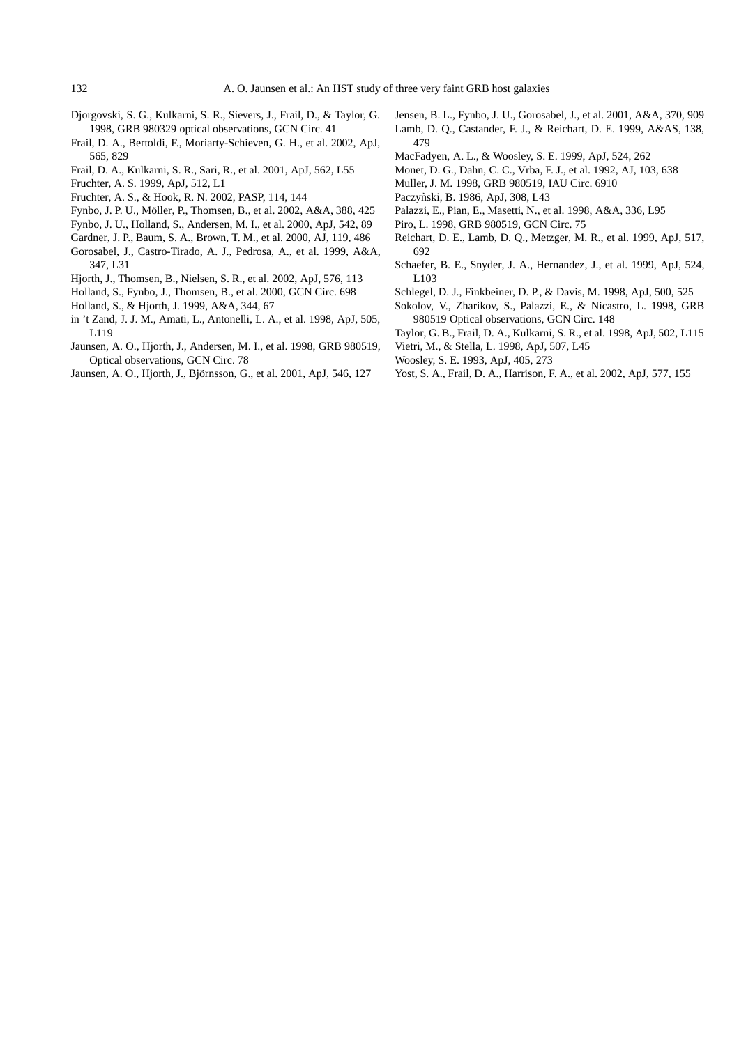Djorgovski, S. G., Kulkarni, S. R., Sievers, J., Frail, D., & Taylor, G. 1998, GRB 980329 optical observations, GCN Circ. 41

Frail, D. A., Bertoldi, F., Moriarty-Schieven, G. H., et al. 2002, ApJ, 565, 829

Frail, D. A., Kulkarni, S. R., Sari, R., et al. 2001, ApJ, 562, L55

Fruchter, A. S. 1999, ApJ, 512, L1

Fruchter, A. S., & Hook, R. N. 2002, PASP, 114, 144

Fynbo, J. P. U., Möller, P., Thomsen, B., et al. 2002, A&A, 388, 425

Fynbo, J. U., Holland, S., Andersen, M. I., et al. 2000, ApJ, 542, 89

Gardner, J. P., Baum, S. A., Brown, T. M., et al. 2000, AJ, 119, 486

Gorosabel, J., Castro-Tirado, A. J., Pedrosa, A., et al. 1999, A&A, 347, L31

Hjorth, J., Thomsen, B., Nielsen, S. R., et al. 2002, ApJ, 576, 113

Holland, S., Fynbo, J., Thomsen, B., et al. 2000, GCN Circ. 698

Holland, S., & Hjorth, J. 1999, A&A, 344, 67

in 't Zand, J. J. M., Amati, L., Antonelli, L. A., et al. 1998, ApJ, 505, L119

Jaunsen, A. O., Hjorth, J., Andersen, M. I., et al. 1998, GRB 980519, Optical observations, GCN Circ. 78

Jaunsen, A. O., Hjorth, J., Björnsson, G., et al. 2001, ApJ, 546, 127

Jensen, B. L., Fynbo, J. U., Gorosabel, J., et al. 2001, A&A, 370, 909

Lamb, D. Q., Castander, F. J., & Reichart, D. E. 1999, A&AS, 138, 479

MacFadyen, A. L., & Woosley, S. E. 1999, ApJ, 524, 262

Monet, D. G., Dahn, C. C., Vrba, F. J., et al. 1992, AJ, 103, 638

Muller, J. M. 1998, GRB 980519, IAU Circ. 6910

Paczyǹski, B. 1986, ApJ, 308, L43

Palazzi, E., Pian, E., Masetti, N., et al. 1998, A&A, 336, L95

Piro, L. 1998, GRB 980519, GCN Circ. 75

Reichart, D. E., Lamb, D. Q., Metzger, M. R., et al. 1999, ApJ, 517, 692

Schaefer, B. E., Snyder, J. A., Hernandez, J., et al. 1999, ApJ, 524, L103

Schlegel, D. J., Finkbeiner, D. P., & Davis, M. 1998, ApJ, 500, 525

Sokolov, V., Zharikov, S., Palazzi, E., & Nicastro, L. 1998, GRB 980519 Optical observations, GCN Circ. 148

Taylor, G. B., Frail, D. A., Kulkarni, S. R., et al. 1998, ApJ, 502, L115

Vietri, M., & Stella, L. 1998, ApJ, 507, L45

Woosley, S. E. 1993, ApJ, 405, 273

Yost, S. A., Frail, D. A., Harrison, F. A., et al. 2002, ApJ, 577, 155